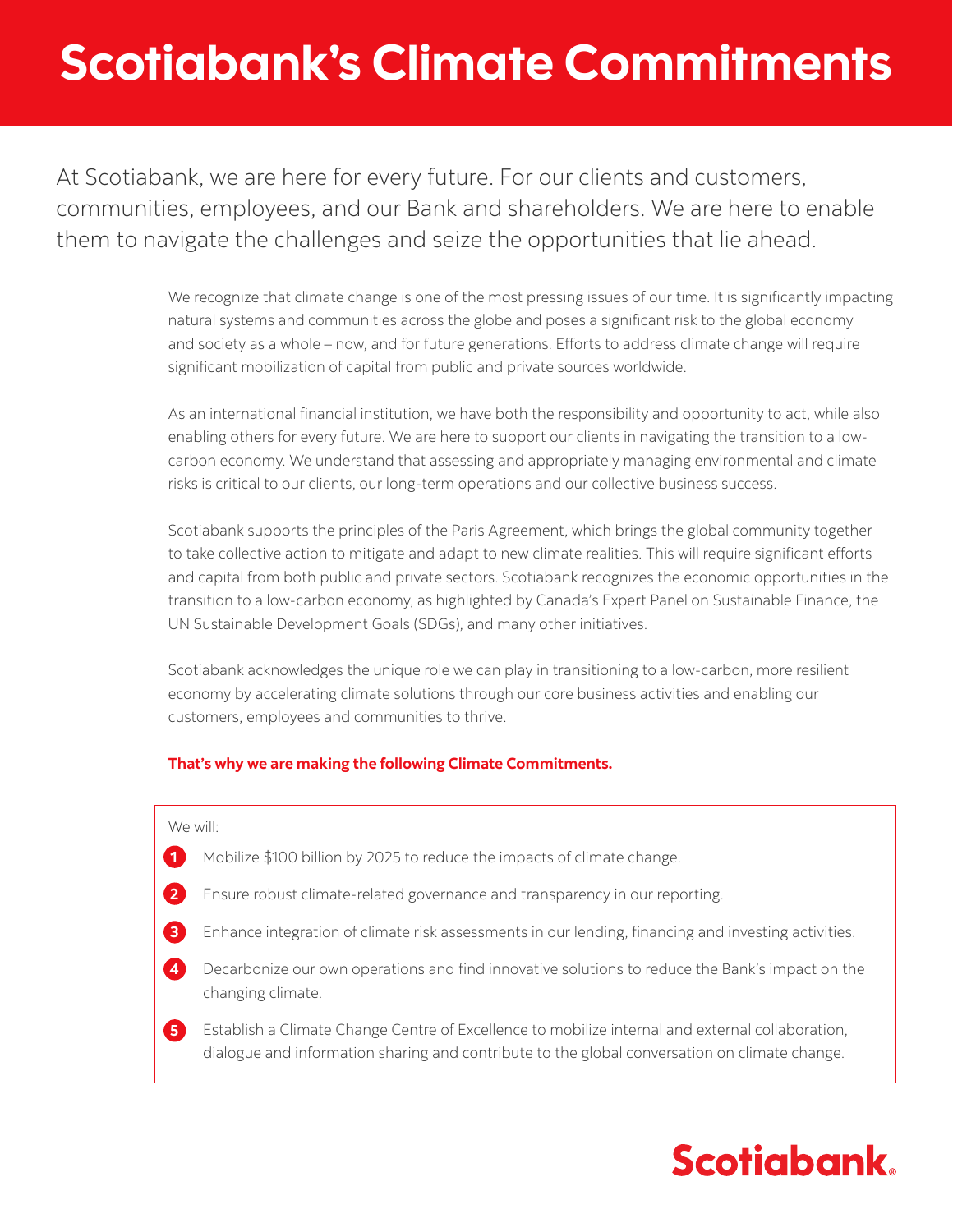# Scotiabank's Climate Commitments

At Scotiabank, we are here for every future. For our clients and customers, communities, employees, and our Bank and shareholders. We are here to enable them to navigate the challenges and seize the opportunities that lie ahead.

We recognize that climate change is one of the most pressing issues of our time. It is significantly impacting natural systems and communities across the globe and poses a significant risk to the global economy and society as a whole – now, and for future generations. Efforts to address climate change will require significant mobilization of capital from public and private sources worldwide.

As an international financial institution, we have both the responsibility and opportunity to act, while also enabling others for every future. We are here to support our clients in navigating the transition to a low-carbon economy. We understand that assessing and appropriately managing environmental and climate risks is critical to our clients, our long-term operations and our collective business success.

Scotiabank supports the principles of the Paris Agreement, which brings the global community together to take collective action to mitigate and adapt to new climate realities. This will require significant efforts and capital from both public and private sectors. Scotiabank recognizes the economic opportunities in the transition to a low-carbon economy, as highlighted by Canada's Expert Panel on Sustainable Finance, the UN Sustainable Development Goals (SDGs), and many other initiatives.

Scotiabank acknowledges the unique role we can play in transitioning to a low-carbon, more resilient economy by accelerating climate solutions through our core business activities and enabling our customers, employees and communities to thrive.

**That's why we are making the following Climate Commitments.**

We will:

1. Mobilize $100 billion by 2025 to reduce the impacts of climate change.
2. Ensure robust climate-related governance and transparency in our reporting.
3. Enhance integration of climate risk assessments in our lending, financing and investing activities.
4. Decarbonize our own operations and find innovative solutions to reduce the Bank's impact on the changing climate.
5. Establish a Climate Change Centre of Excellence to mobilize internal and external collaboration, dialogue and information sharing and contribute to the global conversation on climate change.

Scotiabank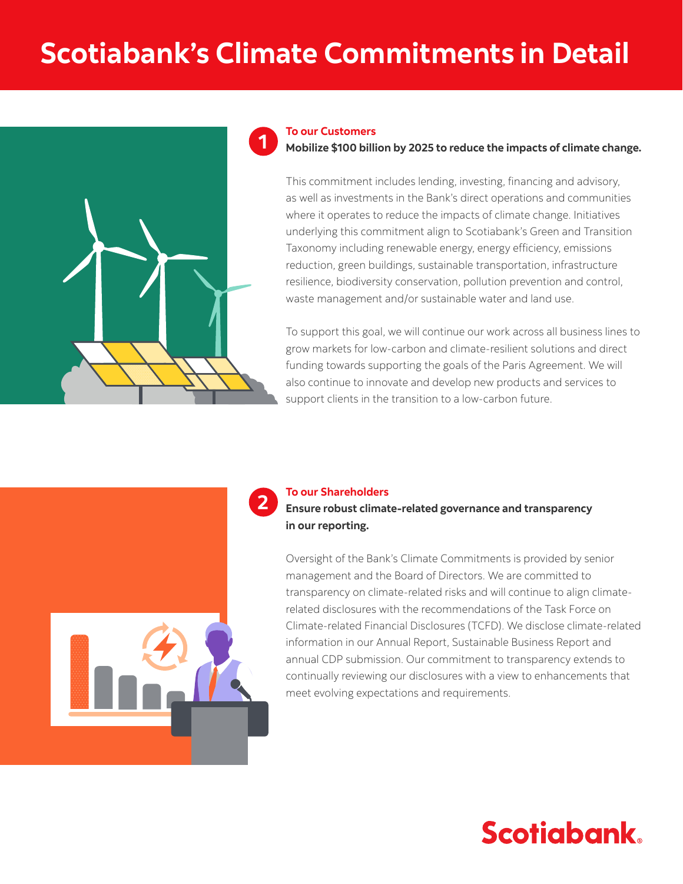# Scotiabank's Climate Commitments in Detail

## 1 To our Customers

**Mobilize $100 billion by 2025 to reduce the impacts of climate change.**

This commitment includes lending, investing, financing and advisory, as well as investments in the Bank's direct operations and communities where it operates to reduce the impacts of climate change. Initiatives underlying this commitment align to Scotiabank's Green and Transition Taxonomy including renewable energy, energy efficiency, emissions reduction, green buildings, sustainable transportation, infrastructure resilience, biodiversity conservation, pollution prevention and control, waste management and/or sustainable water and land use.

To support this goal, we will continue our work across all business lines to grow markets for low-carbon and climate-resilient solutions and direct funding towards supporting the goals of the Paris Agreement. We will also continue to innovate and develop new products and services to support clients in the transition to a low-carbon future.

## 2 To our Shareholders

**Ensure robust climate-related governance and transparency in our reporting.**

Oversight of the Bank's Climate Commitments is provided by senior management and the Board of Directors. We are committed to transparency on climate-related risks and will continue to align climate-related disclosures with the recommendations of the Task Force on Climate-related Financial Disclosures (TCFD). We disclose climate-related information in our Annual Report, Sustainable Business Report and annual CDP submission. Our commitment to transparency extends to continually reviewing our disclosures with a view to enhancements that meet evolving expectations and requirements.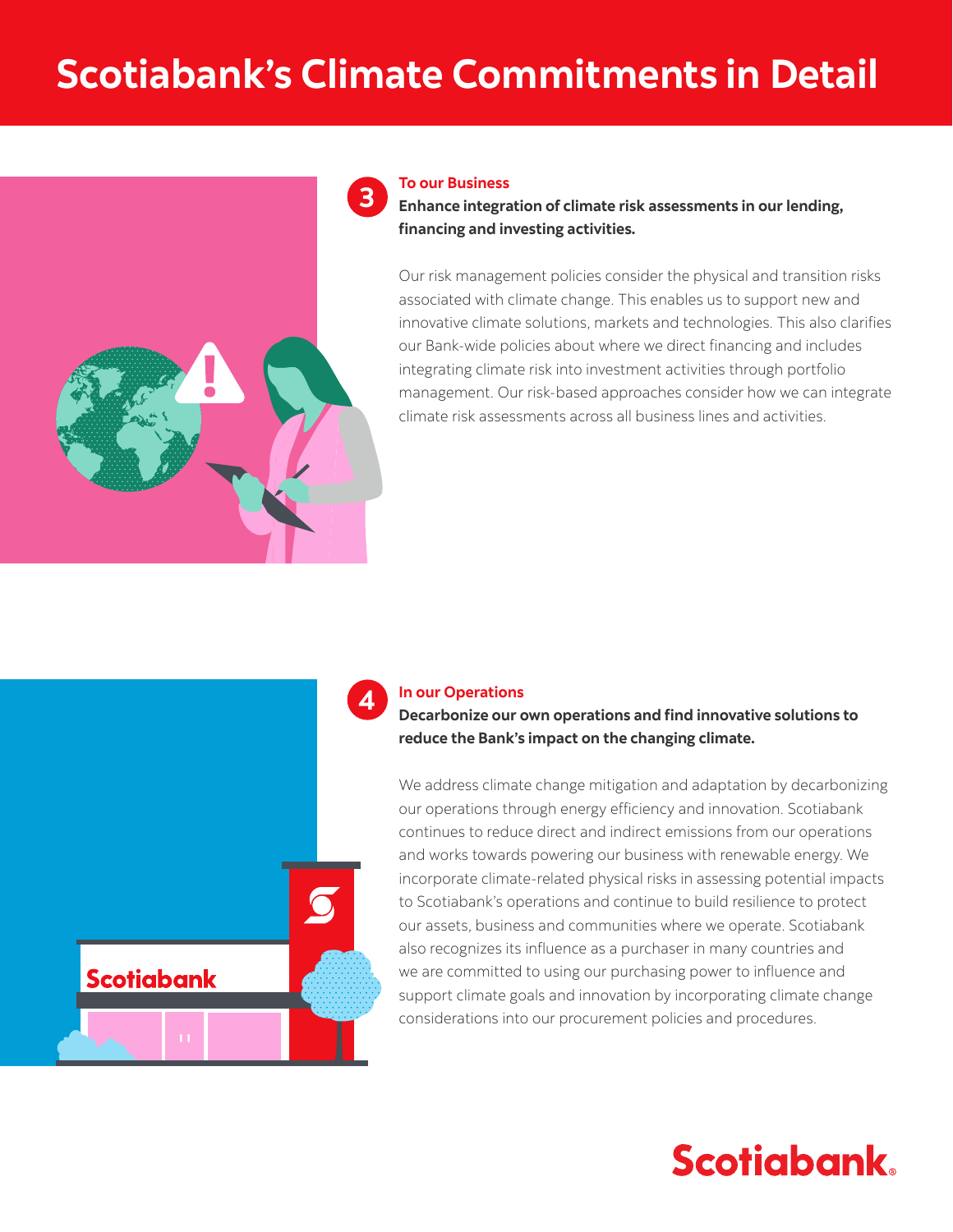# Scotiabank's Climate Commitments in Detail

## 3 To our Business

**Enhance integration of climate risk assessments in our lending, financing and investing activities.**

Our risk management policies consider the physical and transition risks associated with climate change. This enables us to support new and innovative climate solutions, markets and technologies. This also clarifies our Bank-wide policies about where we direct financing and includes integrating climate risk into investment activities through portfolio management. Our risk-based approaches consider how we can integrate climate risk assessments across all business lines and activities.

## 4 In our Operations

**Decarbonize our own operations and find innovative solutions to reduce the Bank's impact on the changing climate.**

We address climate change mitigation and adaptation by decarbonizing our operations through energy efficiency and innovation. Scotiabank continues to reduce direct and indirect emissions from our operations and works towards powering our business with renewable energy. We incorporate climate-related physical risks in assessing potential impacts to Scotiabank's operations and continue to build resilience to protect our assets, business and communities where we operate. Scotiabank also recognizes its influence as a purchaser in many countries and we are committed to using our purchasing power to influence and support climate goals and innovation by incorporating climate change considerations into our procurement policies and procedures.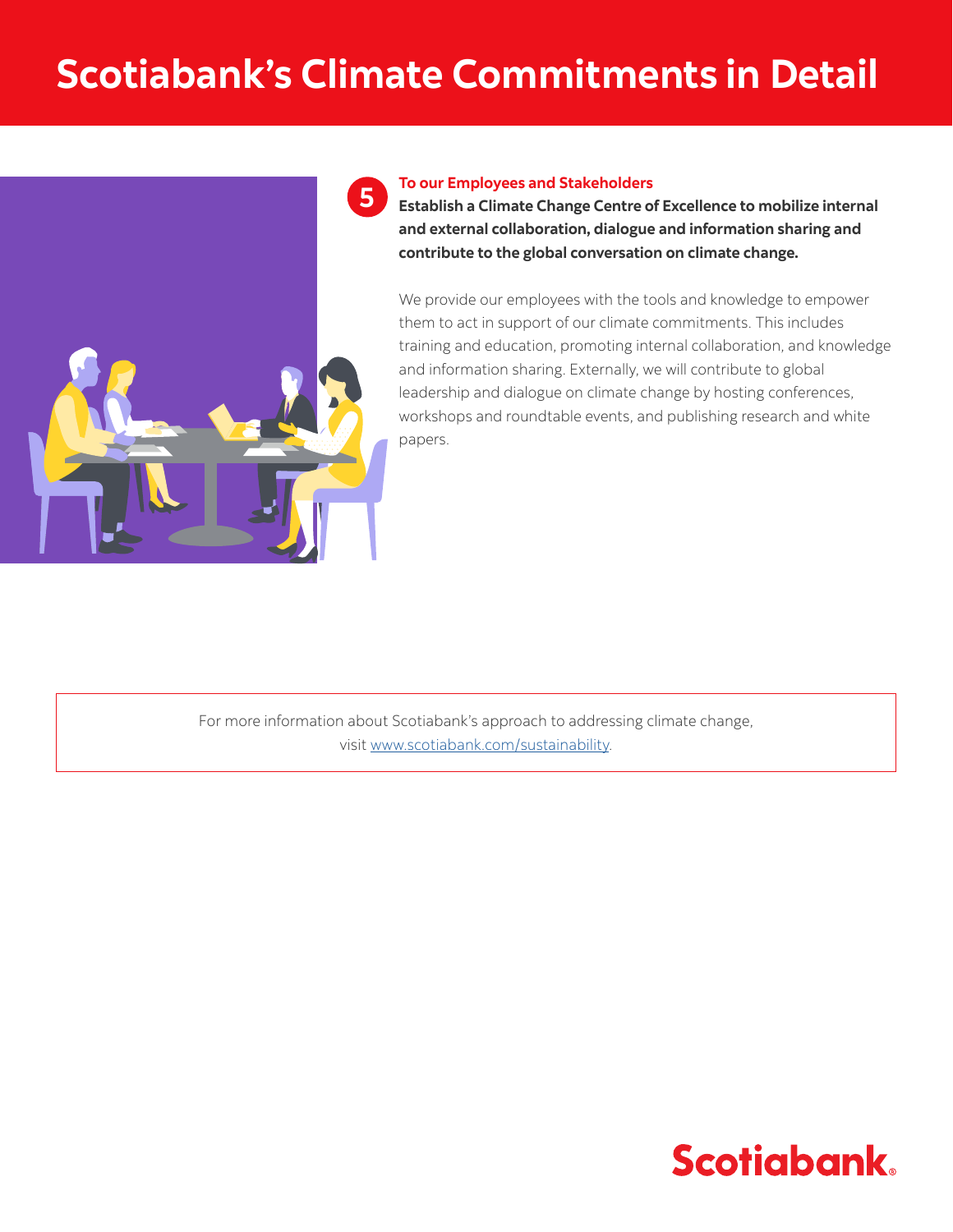# Scotiabank's Climate Commitments in Detail

### 5 To our Employees and Stakeholders

**Establish a Climate Change Centre of Excellence to mobilize internal and external collaboration, dialogue and information sharing and contribute to the global conversation on climate change.**

We provide our employees with the tools and knowledge to empower them to act in support of our climate commitments. This includes training and education, promoting internal collaboration, and knowledge and information sharing. Externally, we will contribute to global leadership and dialogue on climate change by hosting conferences, workshops and roundtable events, and publishing research and white papers.

For more information about Scotiabank's approach to addressing climate change, visit [www.scotiabank.com/sustainability](http://www.scotiabank.com/sustainability).

Scotiabank®